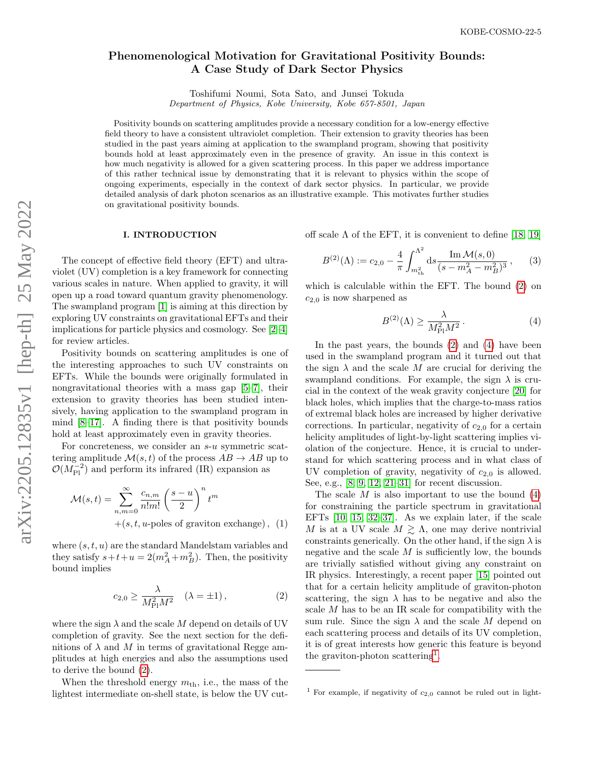KOBE-COSMO-22-5

# Phenomenological Motivation for Gravitational Positivity Bounds: A Case Study of Dark Sector Physics

Toshifumi Noumi, Sota Sato, and Junsei Tokuda
*Department of Physics, Kobe University, Kobe 657-8501, Japan*

Positivity bounds on scattering amplitudes provide a necessary condition for a low-energy effective field theory to have a consistent ultraviolet completion. Their extension to gravity theories has been studied in the past years aiming at application to the swampland program, showing that positivity bounds hold at least approximately even in the presence of gravity. An issue in this context is how much negativity is allowed for a given scattering process. In this paper we address importance of this rather technical issue by demonstrating that it is relevant to physics within the scope of ongoing experiments, especially in the context of dark sector physics. In particular, we provide detailed analysis of dark photon scenarios as an illustrative example. This motivates further studies on gravitational positivity bounds.

## I. INTRODUCTION

The concept of effective field theory (EFT) and ultraviolet (UV) completion is a key framework for connecting various scales in nature. When applied to gravity, it will open up a road toward quantum gravity phenomenology. The swampland program [1] is aiming at this direction by exploring UV constraints on gravitational EFTs and their implications for particle physics and cosmology. See [2–4] for review articles.

Positivity bounds on scattering amplitudes is one of the interesting approaches to such UV constraints on EFTs. While the bounds were originally formulated in nongravitational theories with a mass gap [5–7], their extension to gravity theories has been studied intensively, having application to the swampland program in mind [8–17]. A finding there is that positivity bounds hold at least approximately even in gravity theories.

For concreteness, we consider an $s$-$u$ symmetric scattering amplitude $\mathcal{M}(s,t)$ of the process $AB \to AB$ up to $\mathcal{O}(M_{\rm Pl}^{-2})$ and perform its infrared (IR) expansion as

$$\mathcal{M}(s,t) = \sum_{n,m=0}^{\infty} \frac{c_{n,m}}{n!m!}\left(\frac{s-u}{2}\right)^n t^m + (s,t,u\text{-poles of graviton exchange})\,, \quad (1)$$

where $(s,t,u)$ are the standard Mandelstam variables and they satisfy $s+t+u = 2(m_A^2+m_B^2)$. Then, the positivity bound implies

$$c_{2,0} \geq \frac{\lambda}{M_{\rm Pl}^2 M^2} \quad (\lambda = \pm 1)\,, \quad (2)$$

where the sign $\lambda$ and the scale $M$ depend on details of UV completion of gravity. See the next section for the definitions of $\lambda$ and $M$ in terms of gravitational Regge amplitudes at high energies and also the assumptions used to derive the bound (2).

When the threshold energy $m_{\rm th}$, i.e., the mass of the lightest intermediate on-shell state, is below the UV cutoff scale $\Lambda$ of the EFT, it is convenient to define [18, 19]

$$B^{(2)}(\Lambda) := c_{2,0} - \frac{4}{\pi}\int_{m_{\rm th}^2}^{\Lambda^2} {\rm d}s \frac{{\rm Im}\,\mathcal{M}(s,0)}{(s-m_A^2-m_B^2)^3}\,, \quad (3)$$

which is calculable within the EFT. The bound (2) on $c_{2,0}$ is now sharpened as

$$B^{(2)}(\Lambda) \geq \frac{\lambda}{M_{\rm Pl}^2 M^2}\,. \quad (4)$$

In the past years, the bounds (2) and (4) have been used in the swampland program and it turned out that the sign $\lambda$ and the scale $M$ are crucial for deriving the swampland conditions. For example, the sign $\lambda$ is crucial in the context of the weak gravity conjecture [20] for black holes, which implies that the charge-to-mass ratios of extremal black holes are increased by higher derivative corrections. In particular, negativity of $c_{2,0}$ for a certain helicity amplitudes of light-by-light scattering implies violation of the conjecture. Hence, it is crucial to understand for which scattering process and in what class of UV completion of gravity, negativity of $c_{2,0}$ is allowed. See, e.g., [8, 9, 12, 21–31] for recent discussion.

The scale $M$ is also important to use the bound (4) for constraining the particle spectrum in gravitational EFTs [10, 15, 32–37]. As we explain later, if the scale $M$ is at a UV scale $M \gtrsim \Lambda$, one may derive nontrivial constraints generically. On the other hand, if the sign $\lambda$ is negative and the scale $M$ is sufficiently low, the bounds are trivially satisfied without giving any constraint on IR physics. Interestingly, a recent paper [15] pointed out that for a certain helicity amplitude of graviton-photon scattering, the sign $\lambda$ has to be negative and also the scale $M$ has to be an IR scale for compatibility with the sum rule. Since the sign $\lambda$ and the scale $M$ depend on each scattering process and details of its UV completion, it is of great interests how generic this feature is beyond the graviton-photon scattering[1].

[1] For example, if negativity of $c_{2,0}$ cannot be ruled out in light-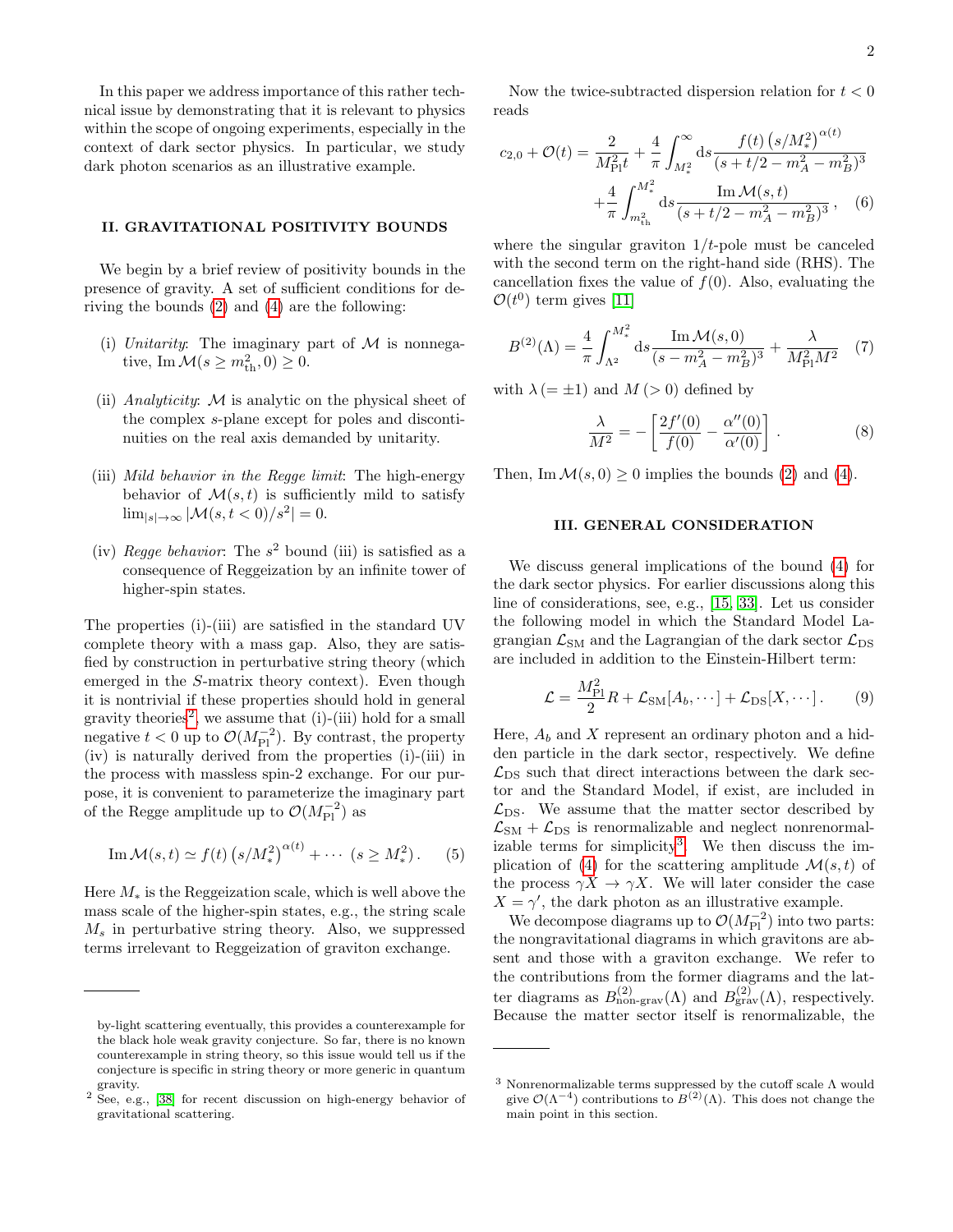In this paper we address importance of this rather technical issue by demonstrating that it is relevant to physics within the scope of ongoing experiments, especially in the context of dark sector physics. In particular, we study dark photon scenarios as an illustrative example.

## II. GRAVITATIONAL POSITIVITY BOUNDS

We begin by a brief review of positivity bounds in the presence of gravity. A set of sufficient conditions for deriving the bounds (2) and (4) are the following:

(i) *Unitarity*: The imaginary part of $\mathcal{M}$ is nonnegative, $\mathrm{Im}\,\mathcal{M}(s \geq m_{\rm th}^2, 0) \geq 0$.

(ii) *Analyticity*: $\mathcal{M}$ is analytic on the physical sheet of the complex $s$-plane except for poles and discontinuities on the real axis demanded by unitarity.

(iii) *Mild behavior in the Regge limit*: The high-energy behavior of $\mathcal{M}(s,t)$ is sufficiently mild to satisfy $\lim_{|s|\to\infty} |\mathcal{M}(s, t<0)/s^2| = 0$.

(iv) *Regge behavior*: The $s^2$ bound (iii) is satisfied as a consequence of Reggeization by an infinite tower of higher-spin states.

The properties (i)-(iii) are satisfied in the standard UV complete theory with a mass gap. Also, they are satisfied by construction in perturbative string theory (which emerged in the $S$-matrix theory context). Even though it is nontrivial if these properties should hold in general gravity theories[2], we assume that (i)-(iii) hold for a small negative $t<0$ up to $\mathcal{O}(M_{\rm Pl}^{-2})$. By contrast, the property (iv) is naturally derived from the properties (i)-(iii) in the process with massless spin-2 exchange. For our purpose, it is convenient to parameterize the imaginary part of the Regge amplitude up to $\mathcal{O}(M_{\rm Pl}^{-2})$ as

$$\mathrm{Im}\,\mathcal{M}(s,t) \simeq f(t)\left(s/M_*^2\right)^{\alpha(t)} + \cdots \ (s \geq M_*^2)\,. \quad (5)$$

Here $M_*$ is the Reggeization scale, which is well above the mass scale of the higher-spin states, e.g., the string scale $M_s$ in perturbative string theory. Also, we suppressed terms irrelevant to Reggeization of graviton exchange.

Now the twice-subtracted dispersion relation for $t<0$ reads

$$c_{2,0} + \mathcal{O}(t) = \frac{2}{M_{\rm Pl}^2 t} + \frac{4}{\pi}\int_{M_*^2}^{\infty} \mathrm{d}s \frac{f(t)\left(s/M_*^2\right)^{\alpha(t)}}{(s+t/2-m_A^2-m_B^2)^3} + \frac{4}{\pi}\int_{m_{\rm th}^2}^{M_*^2} \mathrm{d}s \frac{\mathrm{Im}\,\mathcal{M}(s,t)}{(s+t/2-m_A^2-m_B^2)^3}\,, \quad (6)$$

where the singular graviton $1/t$-pole must be canceled with the second term on the right-hand side (RHS). The cancellation fixes the value of $f(0)$. Also, evaluating the $\mathcal{O}(t^0)$ term gives [11]

$$B^{(2)}(\Lambda) = \frac{4}{\pi}\int_{\Lambda^2}^{M_*^2} \mathrm{d}s \frac{\mathrm{Im}\,\mathcal{M}(s,0)}{(s-m_A^2-m_B^2)^3} + \frac{\lambda}{M_{\rm Pl}^2 M^2} \quad (7)$$

with $\lambda\,(=\pm 1)$ and $M\,(>0)$ defined by

$$\frac{\lambda}{M^2} = -\left[\frac{2f'(0)}{f(0)} - \frac{\alpha''(0)}{\alpha'(0)}\right]. \quad (8)$$

Then, $\mathrm{Im}\,\mathcal{M}(s,0) \geq 0$ implies the bounds (2) and (4).

## III. GENERAL CONSIDERATION

We discuss general implications of the bound (4) for the dark sector physics. For earlier discussions along this line of considerations, see, e.g., [15, 33]. Let us consider the following model in which the Standard Model Lagrangian $\mathcal{L}_{\rm SM}$ and the Lagrangian of the dark sector $\mathcal{L}_{\rm DS}$ are included in addition to the Einstein-Hilbert term:

$$\mathcal{L} = \frac{M_{\rm Pl}^2}{2}R + \mathcal{L}_{\rm SM}[A_b,\cdots] + \mathcal{L}_{\rm DS}[X,\cdots]\,. \quad (9)$$

Here, $A_b$ and $X$ represent an ordinary photon and a hidden particle in the dark sector, respectively. We define $\mathcal{L}_{\rm DS}$ such that direct interactions between the dark sector and the Standard Model, if exist, are included in $\mathcal{L}_{\rm DS}$. We assume that the matter sector described by $\mathcal{L}_{\rm SM} + \mathcal{L}_{\rm DS}$ is renormalizable and neglect nonrenormalizable terms for simplicity[3]. We then discuss the implication of (4) for the scattering amplitude $\mathcal{M}(s,t)$ of the process $\gamma X \to \gamma X$. We will later consider the case $X = \gamma'$, the dark photon as an illustrative example.

We decompose diagrams up to $\mathcal{O}(M_{\rm Pl}^{-2})$ into two parts: the nongravitational diagrams in which gravitons are absent and those with a graviton exchange. We refer to the contributions from the former diagrams and the latter diagrams as $B^{(2)}_{\rm non\text{-}grav}(\Lambda)$ and $B^{(2)}_{\rm grav}(\Lambda)$, respectively. Because the matter sector itself is renormalizable, the

---

by-light scattering eventually, this provides a counterexample for the black hole weak gravity conjecture. So far, there is no known counterexample in string theory, so this issue would tell us if the conjecture is specific in string theory or more generic in quantum gravity.

[2] See, e.g., [38] for recent discussion on high-energy behavior of gravitational scattering.

[3] Nonrenormalizable terms suppressed by the cutoff scale $\Lambda$ would give $\mathcal{O}(\Lambda^{-4})$ contributions to $B^{(2)}(\Lambda)$. This does not change the main point in this section.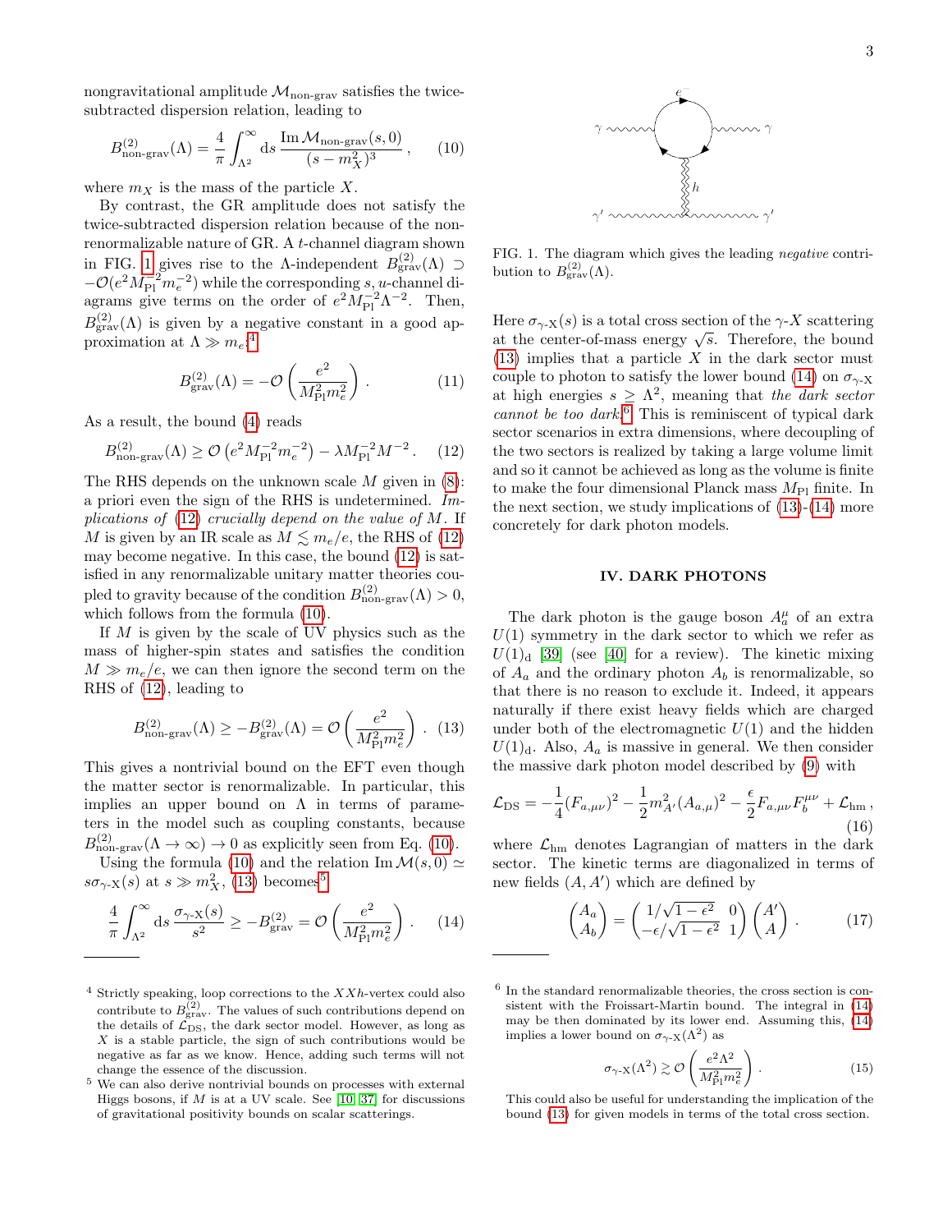nongravitational amplitude $\mathcal{M}_{\text{non-grav}}$ satisfies the twice-subtracted dispersion relation, leading to

$$B^{(2)}_{\text{non-grav}}(\Lambda) = \frac{4}{\pi}\int_{\Lambda^2}^{\infty} \mathrm{d}s\, \frac{\mathrm{Im}\,\mathcal{M}_{\text{non-grav}}(s,0)}{(s-m_X^2)^3}\,, \tag{10}$$

where $m_X$ is the mass of the particle $X$.

By contrast, the GR amplitude does not satisfy the twice-subtracted dispersion relation because of the non-renormalizable nature of GR. A $t$-channel diagram shown in FIG. 1 gives rise to the $\Lambda$-independent $B^{(2)}_{\text{grav}}(\Lambda) \supset -\mathcal{O}(e^2 M_{\text{Pl}}^{-2} m_e^{-2})$ while the corresponding $s,u$-channel diagrams give terms on the order of $e^2 M_{\text{Pl}}^{-2}\Lambda^{-2}$. Then, $B^{(2)}_{\text{grav}}(\Lambda)$ is given by a negative constant in a good approximation at $\Lambda \gg m_e$:[4]

$$B^{(2)}_{\text{grav}}(\Lambda) = -\mathcal{O}\left(\frac{e^2}{M_{\text{Pl}}^2 m_e^2}\right)\,. \tag{11}$$

As a result, the bound (4) reads

$$B^{(2)}_{\text{non-grav}}(\Lambda) \geq \mathcal{O}\left(e^2 M_{\text{Pl}}^{-2} m_e^{-2}\right) - \lambda M_{\text{Pl}}^{-2} M^{-2}\,. \tag{12}$$

The RHS depends on the unknown scale $M$ given in (8): a priori even the sign of the RHS is undetermined. *Implications of* (12) *crucially depend on the value of* $M$. If $M$ is given by an IR scale as $M \lesssim m_e/e$, the RHS of (12) may become negative. In this case, the bound (12) is satisfied in any renormalizable unitary matter theories coupled to gravity because of the condition $B^{(2)}_{\text{non-grav}}(\Lambda) > 0$, which follows from the formula (10).

If $M$ is given by the scale of UV physics such as the mass of higher-spin states and satisfies the condition $M \gg m_e/e$, we can then ignore the second term on the RHS of (12), leading to

$$B^{(2)}_{\text{non-grav}}(\Lambda) \geq -B^{(2)}_{\text{grav}}(\Lambda) = \mathcal{O}\left(\frac{e^2}{M_{\text{Pl}}^2 m_e^2}\right)\,. \tag{13}$$

This gives a nontrivial bound on the EFT even though the matter sector is renormalizable. In particular, this implies an upper bound on $\Lambda$ in terms of parameters in the model such as coupling constants, because $B^{(2)}_{\text{non-grav}}(\Lambda \to \infty) \to 0$ as explicitly seen from Eq. (10).

Using the formula (10) and the relation $\mathrm{Im}\,\mathcal{M}(s,0) \simeq s\sigma_{\gamma\text{-X}}(s)$ at $s \gg m_X^2$, (13) becomes[5]

$$\frac{4}{\pi}\int_{\Lambda^2}^{\infty} \mathrm{d}s\, \frac{\sigma_{\gamma\text{-X}}(s)}{s^2} \geq -B^{(2)}_{\text{grav}} = \mathcal{O}\left(\frac{e^2}{M_{\text{Pl}}^2 m_e^2}\right)\,. \tag{14}$$

FIG. 1. The diagram which gives the leading *negative* contribution to $B^{(2)}_{\text{grav}}(\Lambda)$.

Here $\sigma_{\gamma\text{-X}}(s)$ is a total cross section of the $\gamma$-$X$ scattering at the center-of-mass energy $\sqrt{s}$. Therefore, the bound (13) implies that a particle $X$ in the dark sector must couple to photon to satisfy the lower bound (14) on $\sigma_{\gamma\text{-X}}$ at high energies $s \geq \Lambda^2$, meaning that *the dark sector cannot be too dark*.[6] This is reminiscent of typical dark sector scenarios in extra dimensions, where decoupling of the two sectors is realized by taking a large volume limit and so it cannot be achieved as long as the volume is finite to make the four dimensional Planck mass $M_{\text{Pl}}$ finite. In the next section, we study implications of (13)-(14) more concretely for dark photon models.

## IV. DARK PHOTONS

The dark photon is the gauge boson $A_a^\mu$ of an extra $U(1)$ symmetry in the dark sector to which we refer as $U(1)_{\text{d}}$ [39] (see [40] for a review). The kinetic mixing of $A_a$ and the ordinary photon $A_b$ is renormalizable, so that there is no reason to exclude it. Indeed, it appears naturally if there exist heavy fields which are charged under both of the electromagnetic $U(1)$ and the hidden $U(1)_{\text{d}}$. Also, $A_a$ is massive in general. We then consider the massive dark photon model described by (9) with

$$\mathcal{L}_{\text{DS}} = -\frac{1}{4}(F_{a,\mu\nu})^2 - \frac{1}{2}m_{A'}^2 (A_{a,\mu})^2 - \frac{\epsilon}{2}F_{a,\mu\nu}F_b^{\mu\nu} + \mathcal{L}_{\text{hm}}\,, \tag{16}$$

where $\mathcal{L}_{\text{hm}}$ denotes Lagrangian of matters in the dark sector. The kinetic terms are diagonalized in terms of new fields $(A, A')$ which are defined by

$$\begin{pmatrix} A_a \\ A_b \end{pmatrix} = \begin{pmatrix} 1/\sqrt{1-\epsilon^2} & 0 \\ -\epsilon/\sqrt{1-\epsilon^2} & 1 \end{pmatrix} \begin{pmatrix} A' \\ A \end{pmatrix}\,. \tag{17}$$

---

[4] Strictly speaking, loop corrections to the $XXh$-vertex could also contribute to $B^{(2)}_{\text{grav}}$. The values of such contributions depend on the details of $\mathcal{L}_{\text{DS}}$, the dark sector model. However, as long as $X$ is a stable particle, the sign of such contributions would be negative as far as we know. Hence, adding such terms will not change the essence of the discussion.

[5] We can also derive nontrivial bounds on processes with external Higgs bosons, if $M$ is at a UV scale. See [10, 37] for discussions of gravitational positivity bounds on scalar scatterings.

[6] In the standard renormalizable theories, the cross section is consistent with the Froissart-Martin bound. The integral in (14) may be then dominated by its lower end. Assuming this, (14) implies a lower bound on $\sigma_{\gamma\text{-X}}(\Lambda^2)$ as

$$\sigma_{\gamma\text{-X}}(\Lambda^2) \gtrsim \mathcal{O}\left(\frac{e^2\Lambda^2}{M_{\text{Pl}}^2 m_e^2}\right)\,. \tag{15}$$

This could also be useful for understanding the implication of the bound (13) for given models in terms of the total cross section.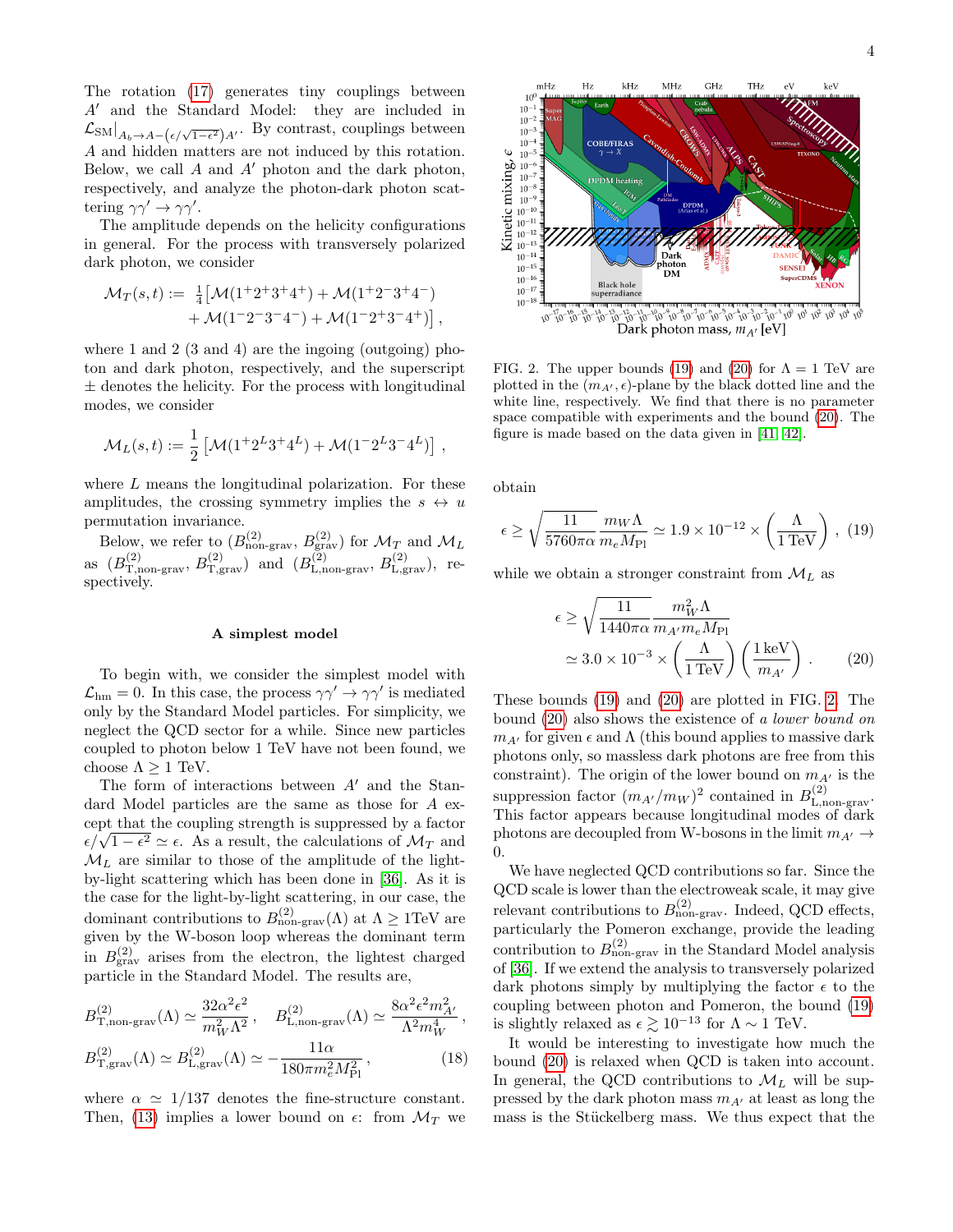The rotation (17) generates tiny couplings between $A'$ and the Standard Model: they are included in $\mathcal{L}_{\rm SM}|_{A_b \to A - (\epsilon/\sqrt{1-\epsilon^2})A'}$. By contrast, couplings between $A$ and hidden matters are not induced by this rotation. Below, we call $A$ and $A'$ photon and the dark photon, respectively, and analyze the photon-dark photon scattering $\gamma\gamma' \to \gamma\gamma'$.

The amplitude depends on the helicity configurations in general. For the process with transversely polarized dark photon, we consider

$$\mathcal{M}_T(s,t) := \tfrac{1}{4}\big[\mathcal{M}(1^+2^+3^+4^+) + \mathcal{M}(1^+2^-3^+4^-) + \mathcal{M}(1^-2^-3^-4^-) + \mathcal{M}(1^-2^+3^-4^+)\big] \,,$$

where 1 and 2 (3 and 4) are the ingoing (outgoing) photon and dark photon, respectively, and the superscript $\pm$ denotes the helicity. For the process with longitudinal modes, we consider

$$\mathcal{M}_L(s,t) := \frac{1}{2}\left[\mathcal{M}(1^+2^L3^+4^L) + \mathcal{M}(1^-2^L3^-4^L)\right] \,,$$

where $L$ means the longitudinal polarization. For these amplitudes, the crossing symmetry implies the $s \leftrightarrow u$ permutation invariance.

Below, we refer to $(B^{(2)}_{\text{non-grav}}, B^{(2)}_{\text{grav}})$ for $\mathcal{M}_T$ and $\mathcal{M}_L$ as $(B^{(2)}_{\text{T,non-grav}}, B^{(2)}_{\text{T,grav}})$ and $(B^{(2)}_{\text{L,non-grav}}, B^{(2)}_{\text{L,grav}})$, respectively.

### A simplest model

To begin with, we consider the simplest model with $\mathcal{L}_{\rm hm} = 0$. In this case, the process $\gamma\gamma' \to \gamma\gamma'$ is mediated only by the Standard Model particles. For simplicity, we neglect the QCD sector for a while. Since new particles coupled to photon below 1 TeV have not been found, we choose $\Lambda \geq 1$ TeV.

The form of interactions between $A'$ and the Standard Model particles are the same as those for $A$ except that the coupling strength is suppressed by a factor $\epsilon/\sqrt{1-\epsilon^2} \simeq \epsilon$. As a result, the calculations of $\mathcal{M}_T$ and $\mathcal{M}_L$ are similar to those of the amplitude of the light-by-light scattering which has been done in [36]. As it is the case for the light-by-light scattering, in our case, the dominant contributions to $B^{(2)}_{\text{non-grav}}(\Lambda)$ at $\Lambda \geq 1$TeV are given by the W-boson loop whereas the dominant term in $B^{(2)}_{\text{grav}}$ arises from the electron, the lightest charged particle in the Standard Model. The results are,

$$B^{(2)}_{\text{T,non-grav}}(\Lambda) \simeq \frac{32\alpha^2\epsilon^2}{m_W^2\Lambda^2} \,, \quad B^{(2)}_{\text{L,non-grav}}(\Lambda) \simeq \frac{8\alpha^2\epsilon^2 m_{A'}^2}{\Lambda^2 m_W^4} \,,$$
$$B^{(2)}_{\text{T,grav}}(\Lambda) \simeq B^{(2)}_{\text{L,grav}}(\Lambda) \simeq -\frac{11\alpha}{180\pi m_e^2 M_{\rm Pl}^2} \,, \tag{18}$$

where $\alpha \simeq 1/137$ denotes the fine-structure constant. Then, (13) implies a lower bound on $\epsilon$: from $\mathcal{M}_T$ we obtain

$$\epsilon \geq \sqrt{\frac{11}{5760\pi\alpha}} \frac{m_W\Lambda}{m_e M_{\rm Pl}} \simeq 1.9 \times 10^{-12} \times \left(\frac{\Lambda}{1\,\text{TeV}}\right) \,, \tag{19}$$

while we obtain a stronger constraint from $\mathcal{M}_L$ as

$$\epsilon \geq \sqrt{\frac{11}{1440\pi\alpha}} \frac{m_W^2\Lambda}{m_{A'} m_e M_{\rm Pl}} \simeq 3.0 \times 10^{-3} \times \left(\frac{\Lambda}{1\,\text{TeV}}\right)\left(\frac{1\,\text{keV}}{m_{A'}}\right) \,. \tag{20}$$

FIG. 2. The upper bounds (19) and (20) for $\Lambda = 1$ TeV are plotted in the $(m_{A'}, \epsilon)$-plane by the black dotted line and the white line, respectively. We find that there is no parameter space compatible with experiments and the bound (20). The figure is made based on the data given in [41, 42].

These bounds (19) and (20) are plotted in FIG. 2. The bound (20) also shows the existence of *a lower bound on* $m_{A'}$ for given $\epsilon$ and $\Lambda$ (this bound applies to massive dark photons only, so massless dark photons are free from this constraint). The origin of the lower bound on $m_{A'}$ is the suppression factor $(m_{A'}/m_W)^2$ contained in $B^{(2)}_{\text{L,non-grav}}$. This factor appears because longitudinal modes of dark photons are decoupled from W-bosons in the limit $m_{A'} \to 0$.

We have neglected QCD contributions so far. Since the QCD scale is lower than the electroweak scale, it may give relevant contributions to $B^{(2)}_{\text{non-grav}}$. Indeed, QCD effects, particularly the Pomeron exchange, provide the leading contribution to $B^{(2)}_{\text{non-grav}}$ in the Standard Model analysis of [36]. If we extend the analysis to transversely polarized dark photons simply by multiplying the factor $\epsilon$ to the coupling between photon and Pomeron, the bound (19) is slightly relaxed as $\epsilon \gtrsim 10^{-13}$ for $\Lambda \sim 1$ TeV.

It would be interesting to investigate how much the bound (20) is relaxed when QCD is taken into account. In general, the QCD contributions to $\mathcal{M}_L$ will be suppressed by the dark photon mass $m_{A'}$ at least as long the mass is the Stückelberg mass. We thus expect that the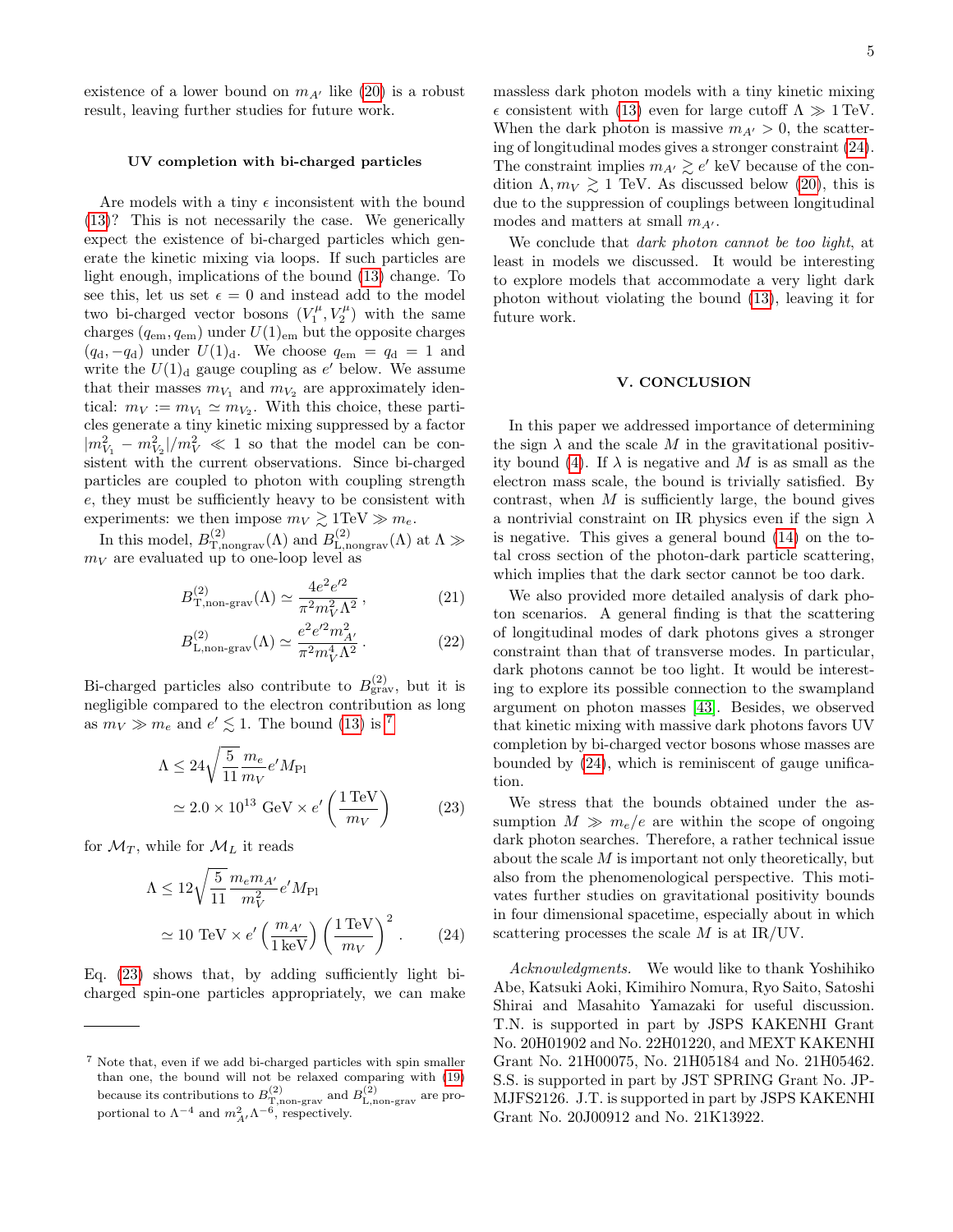existence of a lower bound on $m_{A'}$ like (20) is a robust result, leaving further studies for future work.

### UV completion with bi-charged particles

Are models with a tiny $\epsilon$ inconsistent with the bound (13)? This is not necessarily the case. We generically expect the existence of bi-charged particles which generate the kinetic mixing via loops. If such particles are light enough, implications of the bound (13) change. To see this, let us set $\epsilon = 0$ and instead add to the model two bi-charged vector bosons $(V_1^\mu, V_2^\mu)$ with the same charges $(q_{\rm em}, q_{\rm em})$ under $U(1)_{\rm em}$ but the opposite charges $(q_{\rm d}, -q_{\rm d})$ under $U(1)_{\rm d}$. We choose $q_{\rm em} = q_{\rm d} = 1$ and write the $U(1)_{\rm d}$ gauge coupling as $e'$ below. We assume that their masses $m_{V_1}$ and $m_{V_2}$ are approximately identical: $m_V := m_{V_1} \simeq m_{V_2}$. With this choice, these particles generate a tiny kinetic mixing suppressed by a factor $|m_{V_1}^2 - m_{V_2}^2|/m_V^2 \ll 1$ so that the model can be consistent with the current observations. Since bi-charged particles are coupled to photon with coupling strength $e$, they must be sufficiently heavy to be consistent with experiments: we then impose $m_V \gtrsim 1\text{TeV} \gg m_e$.

In this model, $B^{(2)}_{\rm T,nongrav}(\Lambda)$ and $B^{(2)}_{\rm L,nongrav}(\Lambda)$ at $\Lambda \gg m_V$ are evaluated up to one-loop level as

$$
B^{(2)}_{\text{T,non-grav}}(\Lambda) \simeq \frac{4e^2 e'^2}{\pi^2 m_V^2 \Lambda^2}\,, \tag{21}
$$

$$
B^{(2)}_{\text{L,non-grav}}(\Lambda) \simeq \frac{e^2 e'^2 m_{A'}^2}{\pi^2 m_V^4 \Lambda^2}\,. \tag{22}
$$

Bi-charged particles also contribute to $B^{(2)}_{\rm grav}$, but it is negligible compared to the electron contribution as long as $m_V \gg m_e$ and $e' \lesssim 1$. The bound (13) is [7]

$$
\begin{aligned}
\Lambda &\leq 24\sqrt{\frac{5}{11}}\frac{m_e}{m_V}e' M_{\rm Pl} \\
&\simeq 2.0\times 10^{13}\ \text{GeV}\times e'\left(\frac{1\,\text{TeV}}{m_V}\right)
\end{aligned} \tag{23}
$$

for $\mathcal{M}_T$, while for $\mathcal{M}_L$ it reads

$$
\begin{aligned}
\Lambda &\leq 12\sqrt{\frac{5}{11}}\frac{m_e m_{A'}}{m_V^2}e' M_{\rm Pl} \\
&\simeq 10\ \text{TeV}\times e'\left(\frac{m_{A'}}{1\,\text{keV}}\right)\left(\frac{1\,\text{TeV}}{m_V}\right)^2 .
\end{aligned} \tag{24}
$$

Eq. (23) shows that, by adding sufficiently light bi-charged spin-one particles appropriately, we can make massless dark photon models with a tiny kinetic mixing $\epsilon$ consistent with (13) even for large cutoff $\Lambda \gg 1\,\text{TeV}$. When the dark photon is massive $m_{A'} > 0$, the scattering of longitudinal modes gives a stronger constraint (24). The constraint implies $m_{A'} \gtrsim e'$ keV because of the condition $\Lambda, m_V \gtrsim 1$ TeV. As discussed below (20), this is due to the suppression of couplings between longitudinal modes and matters at small $m_{A'}$.

We conclude that *dark photon cannot be too light*, at least in models we discussed. It would be interesting to explore models that accommodate a very light dark photon without violating the bound (13), leaving it for future work.

## V. CONCLUSION

In this paper we addressed importance of determining the sign $\lambda$ and the scale $M$ in the gravitational positivity bound (4). If $\lambda$ is negative and $M$ is as small as the electron mass scale, the bound is trivially satisfied. By contrast, when $M$ is sufficiently large, the bound gives a nontrivial constraint on IR physics even if the sign $\lambda$ is negative. This gives a general bound (14) on the total cross section of the photon-dark particle scattering, which implies that the dark sector cannot be too dark.

We also provided more detailed analysis of dark photon scenarios. A general finding is that the scattering of longitudinal modes of dark photons gives a stronger constraint than that of transverse modes. In particular, dark photons cannot be too light. It would be interesting to explore its possible connection to the swampland argument on photon masses [43]. Besides, we observed that kinetic mixing with massive dark photons favors UV completion by bi-charged vector bosons whose masses are bounded by (24), which is reminiscent of gauge unification.

We stress that the bounds obtained under the assumption $M \gg m_e/e$ are within the scope of ongoing dark photon searches. Therefore, a rather technical issue about the scale $M$ is important not only theoretically, but also from the phenomenological perspective. This motivates further studies on gravitational positivity bounds in four dimensional spacetime, especially about in which scattering processes the scale $M$ is at IR/UV.

*Acknowledgments.* We would like to thank Yoshihiko Abe, Katsuki Aoki, Kimihiro Nomura, Ryo Saito, Satoshi Shirai and Masahito Yamazaki for useful discussion. T.N. is supported in part by JSPS KAKENHI Grant No. 20H01902 and No. 22H01220, and MEXT KAKENHI Grant No. 21H00075, No. 21H05184 and No. 21H05462. S.S. is supported in part by JST SPRING Grant No. JPMJFS2126. J.T. is supported in part by JSPS KAKENHI Grant No. 20J00912 and No. 21K13922.

---

[7] Note that, even if we add bi-charged particles with spin smaller than one, the bound will not be relaxed comparing with (19) because its contributions to $B^{(2)}_{\text{T,non-grav}}$ and $B^{(2)}_{\text{L,non-grav}}$ are proportional to $\Lambda^{-4}$ and $m_{A'}^2\Lambda^{-6}$, respectively.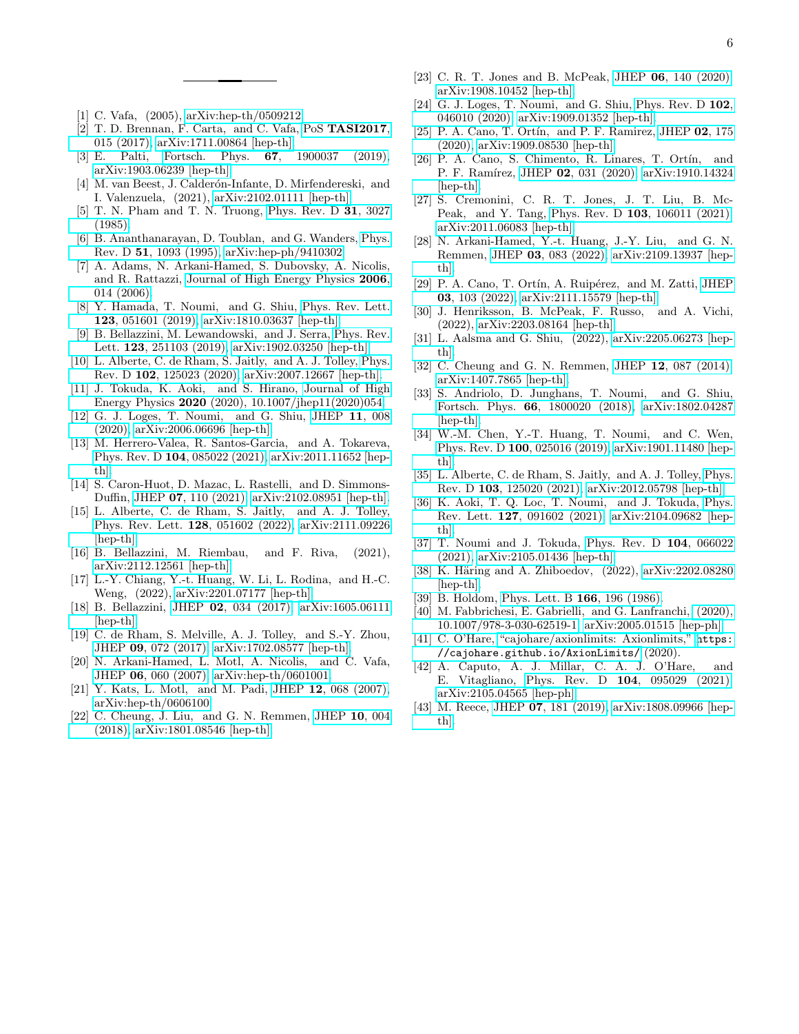[1] C. Vafa, (2005), arXiv:hep-th/0509212.

[2] T. D. Brennan, F. Carta, and C. Vafa, PoS **TASI2017**, 015 (2017), arXiv:1711.00864 [hep-th].

[3] E. Palti, Fortsch. Phys. **67**, 1900037 (2019), arXiv:1903.06239 [hep-th].

[4] M. van Beest, J. Calderón-Infante, D. Mirfendereski, and I. Valenzuela, (2021), arXiv:2102.01111 [hep-th].

[5] T. N. Pham and T. N. Truong, Phys. Rev. D **31**, 3027 (1985).

[6] B. Ananthanarayan, D. Toublan, and G. Wanders, Phys. Rev. D **51**, 1093 (1995), arXiv:hep-ph/9410302.

[7] A. Adams, N. Arkani-Hamed, S. Dubovsky, A. Nicolis, and R. Rattazzi, Journal of High Energy Physics **2006**, 014 (2006).

[8] Y. Hamada, T. Noumi, and G. Shiu, Phys. Rev. Lett. **123**, 051601 (2019), arXiv:1810.03637 [hep-th].

[9] B. Bellazzini, M. Lewandowski, and J. Serra, Phys. Rev. Lett. **123**, 251103 (2019), arXiv:1902.03250 [hep-th].

[10] L. Alberte, C. de Rham, S. Jaitly, and A. J. Tolley, Phys. Rev. D **102**, 125023 (2020), arXiv:2007.12667 [hep-th].

[11] J. Tokuda, K. Aoki, and S. Hirano, Journal of High Energy Physics **2020** (2020), 10.1007/jhep11(2020)054.

[12] G. J. Loges, T. Noumi, and G. Shiu, JHEP **11**, 008 (2020), arXiv:2006.06696 [hep-th].

[13] M. Herrero-Valea, R. Santos-Garcia, and A. Tokareva, Phys. Rev. D **104**, 085022 (2021), arXiv:2011.11652 [hep-th].

[14] S. Caron-Huot, D. Mazac, L. Rastelli, and D. Simmons-Duffin, JHEP **07**, 110 (2021), arXiv:2102.08951 [hep-th].

[15] L. Alberte, C. de Rham, S. Jaitly, and A. J. Tolley, Phys. Rev. Lett. **128**, 051602 (2022), arXiv:2111.09226 [hep-th].

[16] B. Bellazzini, M. Riembau, and F. Riva, (2021), arXiv:2112.12561 [hep-th].

[17] L.-Y. Chiang, Y.-t. Huang, W. Li, L. Rodina, and H.-C. Weng, (2022), arXiv:2201.07177 [hep-th].

[18] B. Bellazzini, JHEP **02**, 034 (2017), arXiv:1605.06111 [hep-th].

[19] C. de Rham, S. Melville, A. J. Tolley, and S.-Y. Zhou, JHEP **09**, 072 (2017), arXiv:1702.08577 [hep-th].

[20] N. Arkani-Hamed, L. Motl, A. Nicolis, and C. Vafa, JHEP **06**, 060 (2007), arXiv:hep-th/0601001.

[21] Y. Kats, L. Motl, and M. Padi, JHEP **12**, 068 (2007), arXiv:hep-th/0606100.

[22] C. Cheung, J. Liu, and G. N. Remmen, JHEP **10**, 004 (2018), arXiv:1801.08546 [hep-th].

[23] C. R. T. Jones and B. McPeak, JHEP **06**, 140 (2020), arXiv:1908.10452 [hep-th].

[24] G. J. Loges, T. Noumi, and G. Shiu, Phys. Rev. D **102**, 046010 (2020), arXiv:1909.01352 [hep-th].

[25] P. A. Cano, T. Ortín, and P. F. Ramirez, JHEP **02**, 175 (2020), arXiv:1909.08530 [hep-th].

[26] P. A. Cano, S. Chimento, R. Linares, T. Ortín, and P. F. Ramírez, JHEP **02**, 031 (2020), arXiv:1910.14324 [hep-th].

[27] S. Cremonini, C. R. T. Jones, J. T. Liu, B. McPeak, and Y. Tang, Phys. Rev. D **103**, 106011 (2021), arXiv:2011.06083 [hep-th].

[28] N. Arkani-Hamed, Y.-t. Huang, J.-Y. Liu, and G. N. Remmen, JHEP **03**, 083 (2022), arXiv:2109.13937 [hep-th].

[29] P. A. Cano, T. Ortín, A. Ruipérez, and M. Zatti, JHEP **03**, 103 (2022), arXiv:2111.15579 [hep-th].

[30] J. Henriksson, B. McPeak, F. Russo, and A. Vichi, (2022), arXiv:2203.08164 [hep-th].

[31] L. Aalsma and G. Shiu, (2022), arXiv:2205.06273 [hep-th].

[32] C. Cheung and G. N. Remmen, JHEP **12**, 087 (2014), arXiv:1407.7865 [hep-th].

[33] S. Andriolo, D. Junghans, T. Noumi, and G. Shiu, Fortsch. Phys. **66**, 1800020 (2018), arXiv:1802.04287 [hep-th].

[34] W.-M. Chen, Y.-T. Huang, T. Noumi, and C. Wen, Phys. Rev. D **100**, 025016 (2019), arXiv:1901.11480 [hep-th].

[35] L. Alberte, C. de Rham, S. Jaitly, and A. J. Tolley, Phys. Rev. D **103**, 125020 (2021), arXiv:2012.05798 [hep-th].

[36] K. Aoki, T. Q. Loc, T. Noumi, and J. Tokuda, Phys. Rev. Lett. **127**, 091602 (2021), arXiv:2104.09682 [hep-th].

[37] T. Noumi and J. Tokuda, Phys. Rev. D **104**, 066022 (2021), arXiv:2105.01436 [hep-th].

[38] K. Häring and A. Zhiboedov, (2022), arXiv:2202.08280 [hep-th].

[39] B. Holdom, Phys. Lett. B **166**, 196 (1986).

[40] M. Fabbrichesi, E. Gabrielli, and G. Lanfranchi, (2020), 10.1007/978-3-030-62519-1, arXiv:2005.01515 [hep-ph].

[41] C. O'Hare, "cajohare/axionlimits: Axionlimits," https://cajohare.github.io/AxionLimits/ (2020).

[42] A. Caputo, A. J. Millar, C. A. J. O'Hare, and E. Vitagliano, Phys. Rev. D **104**, 095029 (2021), arXiv:2105.04565 [hep-ph].

[43] M. Reece, JHEP **07**, 181 (2019), arXiv:1808.09966 [hep-th].